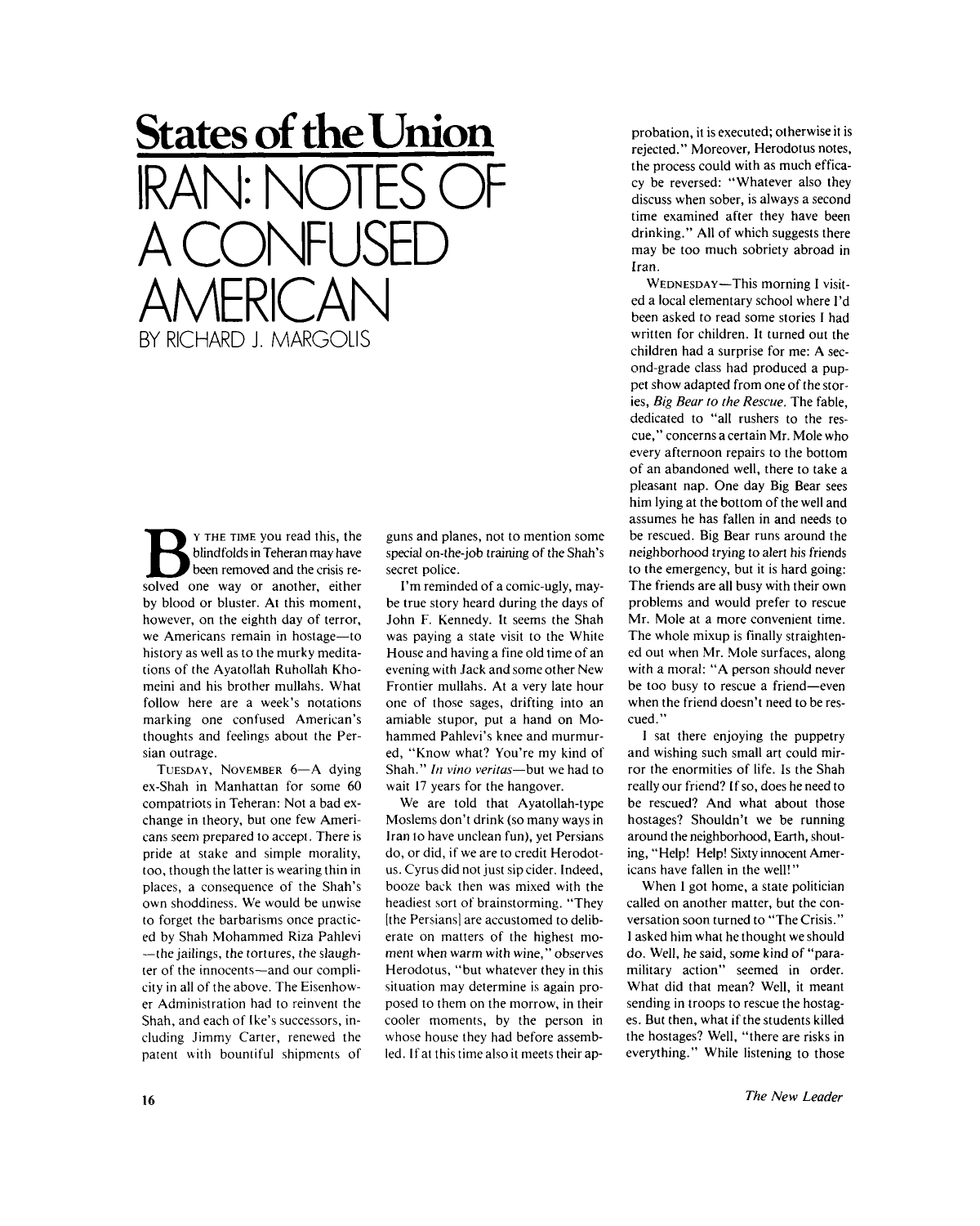# States of the Union

# IRAN: NOTES OF A CONFUSED AMERICAN

BY RICHARD J. MARGOLIS

By the time you read this, the blindfolds in Teheran may have been removed and the crisis resolved one way or another, either by blood or bluster. At this moment, however, on the eighth day of terror, we Americans remain in hostage—to history as well as to the murky meditations of the Ayatollah Ruhollah Khomeini and his brother mullahs. What follow here are a week's notations marking one confused American's thoughts and feelings about the Persian outrage.

TUESDAY, NOVEMBER 6—A dying ex-Shah in Manhattan for some 60 compatriots in Teheran: Not a bad exchange in theory, but one few Americans seem prepared to accept. There is pride at stake and simple morality, too, though the latter is wearing thin in places, a consequence of the Shah's own shoddiness. We would be unwise to forget the barbarisms once practiced by Shah Mohammed Riza Pahlevi—the jailings, the tortures, the slaughter of the innocents—and our complicity in all of the above. The Eisenhower Administration had to reinvent the Shah, and each of Ike's successors, including Jimmy Carter, renewed the patent with bountiful shipments of guns and planes, not to mention some special on-the-job training of the Shah's secret police.

I'm reminded of a comic-ugly, maybe true story heard during the days of John F. Kennedy. It seems the Shah was paying a state visit to the White House and having a fine old time of an evening with Jack and some other New Frontier mullahs. At a very late hour one of those sages, drifting into an amiable stupor, put a hand on Mohammed Pahlevi's knee and murmured, "Know what? You're my kind of Shah." *In vino veritas*—but we had to wait 17 years for the hangover.

We are told that Ayatollah-type Moslems don't drink (so many ways in Iran to have unclean fun), yet Persians do, or did, if we are to credit Herodotus. Cyrus did not just sip cider. Indeed, booze back then was mixed with the headiest sort of brainstorming. "They [the Persians] are accustomed to deliberate on matters of the highest moment when warm with wine," observes Herodotus, "but whatever they in this situation may determine is again proposed to them on the morrow, in their cooler moments, by the person in whose house they had before assembled. If at this time also it meets their approbation, it is executed; otherwise it is rejected." Moreover, Herodotus notes, the process could with as much efficacy be reversed: "Whatever also they discuss when sober, is always a second time examined after they have been drinking." All of which suggests there may be too much sobriety abroad in Iran.

WEDNESDAY—This morning I visited a local elementary school where I'd been asked to read some stories I had written for children. It turned out the children had a surprise for me: A second-grade class had produced a puppet show adapted from one of the stories, *Big Bear to the Rescue*. The fable, dedicated to "all rushers to the rescue," concerns a certain Mr. Mole who every afternoon repairs to the bottom of an abandoned well, there to take a pleasant nap. One day Big Bear sees him lying at the bottom of the well and assumes he has fallen in and needs to be rescued. Big Bear runs around the neighborhood trying to alert his friends to the emergency, but it is hard going: The friends are all busy with their own problems and would prefer to rescue Mr. Mole at a more convenient time. The whole mixup is finally straightened out when Mr. Mole surfaces, along with a moral: "A person should never be too busy to rescue a friend—even when the friend doesn't need to be rescued."

I sat there enjoying the puppetry and wishing such small art could mirror the enormities of life. Is the Shah really our friend? If so, does he need to be rescued? And what about those hostages? Shouldn't we be running around the neighborhood, Earth, shouting, "Help! Help! Sixty innocent Americans have fallen in the well!"

When I got home, a state politician called on another matter, but the conversation soon turned to "The Crisis." I asked him what he thought we should do. Well, he said, some kind of "paramilitary action" seemed in order. What did that mean? Well, it meant sending in troops to rescue the hostages. But then, what if the students killed the hostages? Well, "there are risks in everything." While listening to those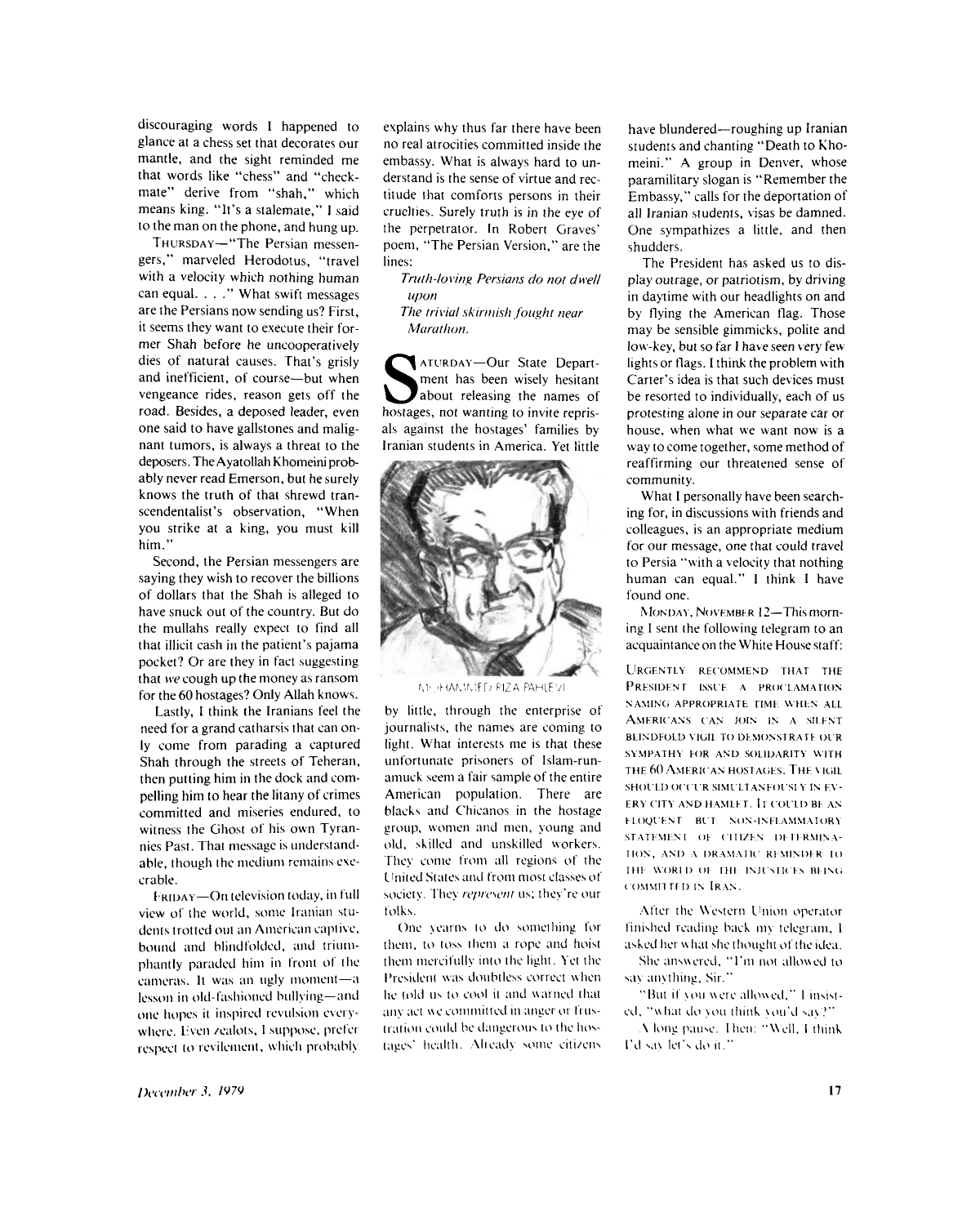discouraging words I happened to glance at a chess set that decorates our mantle, and the sight reminded me that words like "chess" and "checkmate" derive from "shah," which means king. "It's a stalemate," I said to the man on the phone, and hung up.

THURSDAY—"The Persian messengers," marveled Herodotus, "travel with a velocity which nothing human can equal. . . ." What swift messages are the Persians now sending us? First, it seems they want to execute their former Shah before he uncooperatively dies of natural causes. That's grisly and inefficient, of course—but when vengeance rides, reason gets off the road. Besides, a deposed leader, even one said to have gallstones and malignant tumors, is always a threat to the deposers. The Ayatollah Khomeini probably never read Emerson, but he surely knows the truth of that shrewd transcendentalist's observation, "When you strike at a king, you must kill him."

Second, the Persian messengers are saying they wish to recover the billions of dollars that the Shah is alleged to have snuck out of the country. But do the mullahs really expect to find all that illicit cash in the patient's pajama pocket? Or are they in fact suggesting that *we* cough up the money as ransom for the 60 hostages? Only Allah knows.

Lastly, I think the Iranians feel the need for a grand catharsis that can only come from parading a captured Shah through the streets of Teheran, then putting him in the dock and compelling him to hear the litany of crimes committed and miseries endured, to witness the Ghost of his own Tyrannies Past. That message is understandable, though the medium remains execrable.

FRIDAY—On television today, in full view of the world, some Iranian students trotted out an American captive, bound and blindfolded, and triumphantly paraded him in front of the cameras. It was an ugly moment—a lesson in old-fashioned bullying—and one hopes it inspired revulsion everywhere. Even zealots, I suppose, prefer respect to revilement, which probably explains why thus far there have been no real atrocities committed inside the embassy. What is always hard to understand is the sense of virtue and rectitude that comforts persons in their cruelties. Surely truth is in the eye of the perpetrator. In Robert Graves' poem, "The Persian Version," are the lines:

*Truth-loving Persians do not dwell upon*
*The trivial skirmish fought near Marathon.*

SATURDAY—Our State Department has been wisely hesitant about releasing the names of hostages, not wanting to invite reprisals against the hostages' families by Iranian students in America. Yet little

MOHAMMED RIZA PAHLEVI

by little, through the enterprise of journalists, the names are coming to light. What interests me is that these unfortunate prisoners of Islam-run-amuck seem a fair sample of the entire American population. There are blacks and Chicanos in the hostage group, women and men, young and old, skilled and unskilled workers. They come from all regions of the United States and from most classes of society. They *represent* us; they're our folks.

One yearns to do something for them, to toss them a rope and hoist them mercifully into the light. Yet the President was doubtless correct when he told us to cool it and warned that any act we committed in anger or frustration could be dangerous to the hostages' health. Already some citizens have blundered—roughing up Iranian students and chanting "Death to Khomeini." A group in Denver, whose paramilitary slogan is "Remember the Embassy," calls for the deportation of all Iranian students, visas be damned. One sympathizes a little, and then shudders.

The President has asked us to display outrage, or patriotism, by driving in daytime with our headlights on and by flying the American flag. Those may be sensible gimmicks, polite and low-key, but so far I have seen very few lights or flags. I think the problem with Carter's idea is that such devices must be resorted to individually, each of us protesting alone in our separate car or house, when what we want now is a way to come together, some method of reaffirming our threatened sense of community.

What I personally have been searching for, in discussions with friends and colleagues, is an appropriate medium for our message, one that could travel to Persia "with a velocity that nothing human can equal." I think I have found one.

MONDAY, NOVEMBER 12—This morning I sent the following telegram to an acquaintance on the White House staff:

URGENTLY RECOMMEND THAT THE PRESIDENT ISSUE A PROCLAMATION NAMING APPROPRIATE TIME WHEN ALL AMERICANS CAN JOIN IN A SILENT BLINDFOLD VIGIL TO DEMONSTRATE OUR SYMPATHY FOR AND SOLIDARITY WITH THE 60 AMERICAN HOSTAGES. THE VIGIL SHOULD OCCUR SIMULTANEOUSLY IN EVERY CITY AND HAMLET. IT COULD BE AN ELOQUENT BUT NON-INFLAMMATORY STATEMENT OF CITIZEN DETERMINATION, AND A DRAMATIC REMINDER TO THE WORLD OF THE INJUSTICES BEING COMMITTED IN IRAN.

After the Western Union operator finished reading back my telegram, I asked her what she thought of the idea.

She answered, "I'm not allowed to say anything, Sir."

"But if you were allowed," I insisted, "what do you think you'd say?"

A long pause. Then: "Well, I think I'd say let's do it."